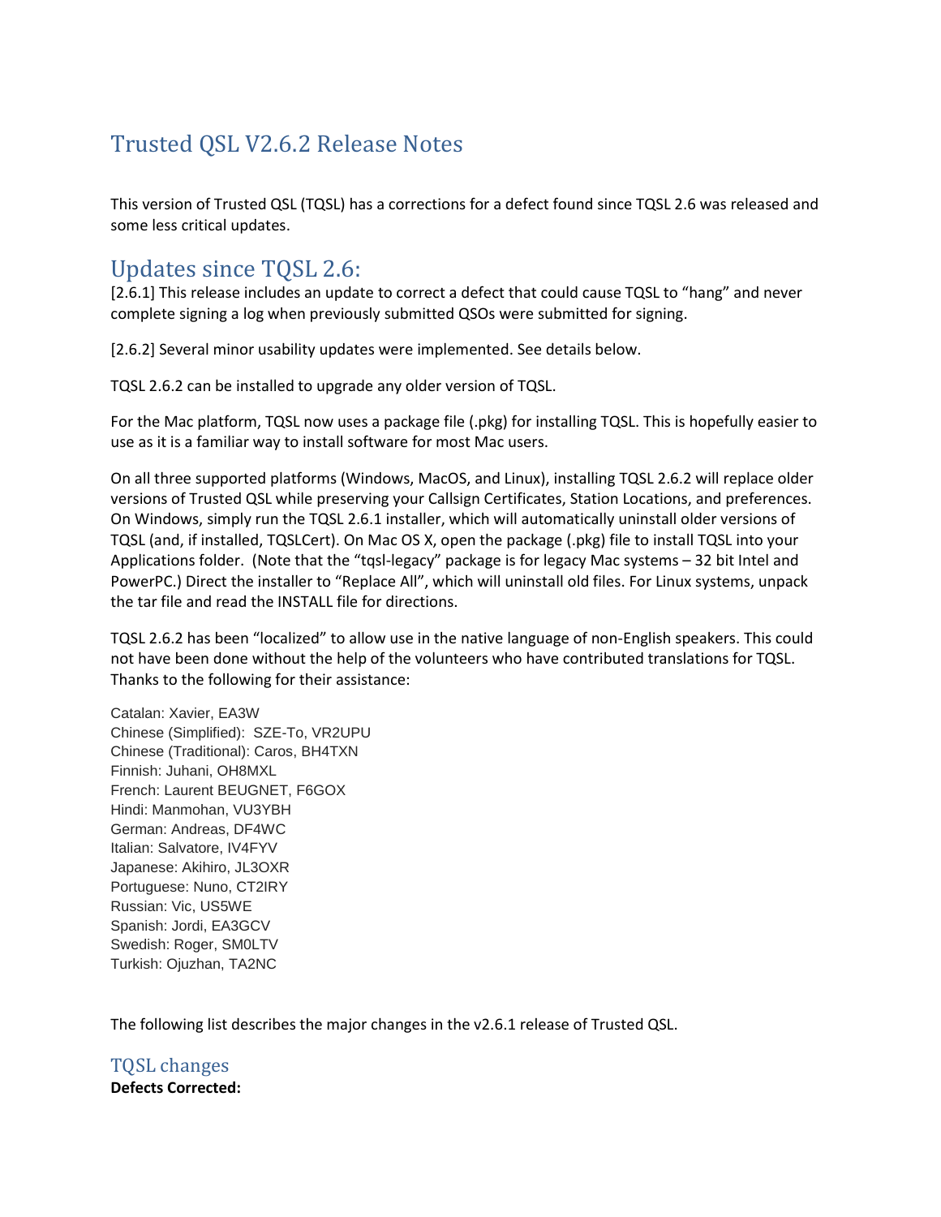# Trusted QSL V2.6.2 Release Notes

This version of Trusted QSL (TQSL) has a corrections for a defect found since TQSL 2.6 was released and some less critical updates.

## Updates since TQSL 2.6:

[2.6.1] This release includes an update to correct a defect that could cause TQSL to "hang" and never complete signing a log when previously submitted QSOs were submitted for signing.

[2.6.2] Several minor usability updates were implemented. See details below.

TQSL 2.6.2 can be installed to upgrade any older version of TQSL.

For the Mac platform, TQSL now uses a package file (.pkg) for installing TQSL. This is hopefully easier to use as it is a familiar way to install software for most Mac users.

On all three supported platforms (Windows, MacOS, and Linux), installing TQSL 2.6.2 will replace older versions of Trusted QSL while preserving your Callsign Certificates, Station Locations, and preferences. On Windows, simply run the TQSL 2.6.1 installer, which will automatically uninstall older versions of TQSL (and, if installed, TQSLCert). On Mac OS X, open the package (.pkg) file to install TQSL into your Applications folder. (Note that the "tqsl-legacy" package is for legacy Mac systems – 32 bit Intel and PowerPC.) Direct the installer to "Replace All", which will uninstall old files. For Linux systems, unpack the tar file and read the INSTALL file for directions.

TQSL 2.6.2 has been "localized" to allow use in the native language of non-English speakers. This could not have been done without the help of the volunteers who have contributed translations for TQSL. Thanks to the following for their assistance:

Catalan: Xavier, EA3W
Chinese (Simplified): SZE-To, VR2UPU
Chinese (Traditional): Caros, BH4TXN
Finnish: Juhani, OH8MXL
French: Laurent BEUGNET, F6GOX
Hindi: Manmohan, VU3YBH
German: Andreas, DF4WC
Italian: Salvatore, IV4FYV
Japanese: Akihiro, JL3OXR
Portuguese: Nuno, CT2IRY
Russian: Vic, US5WE
Spanish: Jordi, EA3GCV
Swedish: Roger, SM0LTV
Turkish: Ojuzhan, TA2NC

The following list describes the major changes in the v2.6.1 release of Trusted QSL.

### TQSL changes

**Defects Corrected:**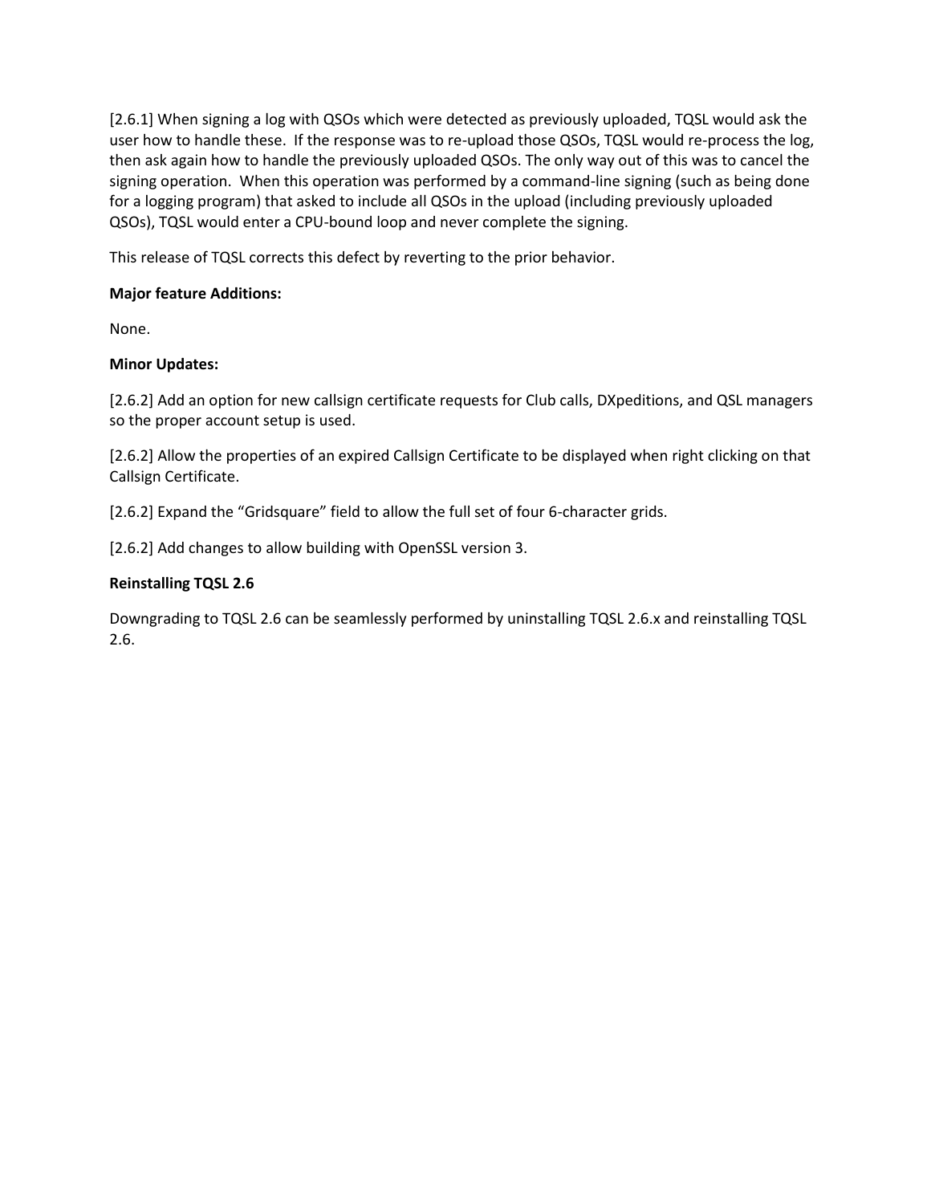[2.6.1] When signing a log with QSOs which were detected as previously uploaded, TQSL would ask the user how to handle these. If the response was to re-upload those QSOs, TQSL would re-process the log, then ask again how to handle the previously uploaded QSOs. The only way out of this was to cancel the signing operation. When this operation was performed by a command-line signing (such as being done for a logging program) that asked to include all QSOs in the upload (including previously uploaded QSOs), TQSL would enter a CPU-bound loop and never complete the signing.

This release of TQSL corrects this defect by reverting to the prior behavior.

**Major feature Additions:**

None.

**Minor Updates:**

[2.6.2] Add an option for new callsign certificate requests for Club calls, DXpeditions, and QSL managers so the proper account setup is used.

[2.6.2] Allow the properties of an expired Callsign Certificate to be displayed when right clicking on that Callsign Certificate.

[2.6.2] Expand the “Gridsquare” field to allow the full set of four 6-character grids.

[2.6.2] Add changes to allow building with OpenSSL version 3.

**Reinstalling TQSL 2.6**

Downgrading to TQSL 2.6 can be seamlessly performed by uninstalling TQSL 2.6.x and reinstalling TQSL 2.6.